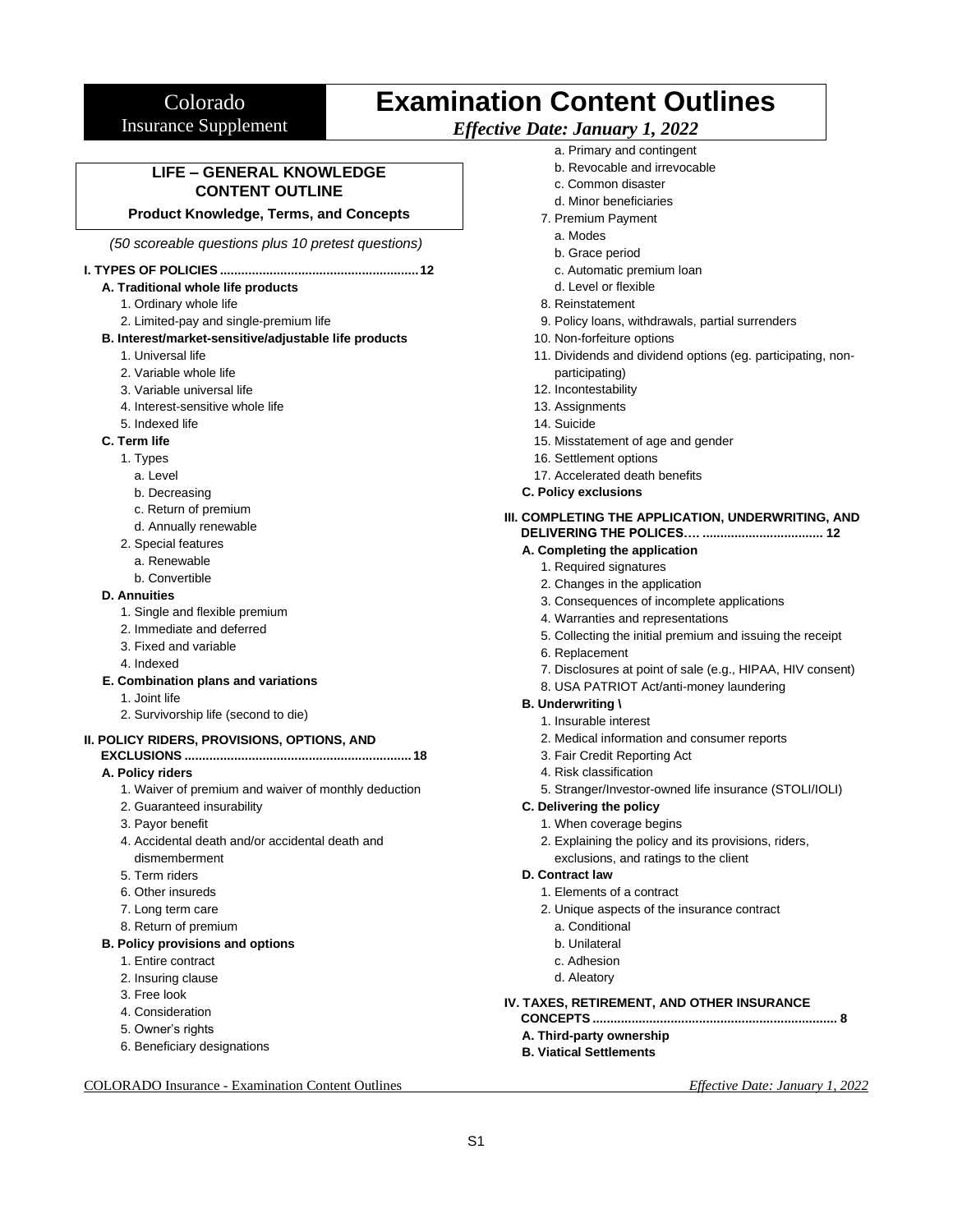# Colorado Insurance Supplement

# Examination Content Outlines

*Effective Date: January 1, 2022*

## LIFE – GENERAL KNOWLEDGE CONTENT OUTLINE

**Product Knowledge, Terms, and Concepts**

*(50 scoreable questions plus 10 pretest questions)*

**I. TYPES OF POLICIES ........................................................ 12**

- **A. Traditional whole life products**
  1. Ordinary whole life
  2. Limited-pay and single-premium life
- **B. Interest/market-sensitive/adjustable life products**
  1. Universal life
  2. Variable whole life
  3. Variable universal life
  4. Interest-sensitive whole life
  5. Indexed life
- **C. Term life**
  1. Types
     - a. Level
     - b. Decreasing
     - c. Return of premium
     - d. Annually renewable
  2. Special features
     - a. Renewable
     - b. Convertible
- **D. Annuities**
  1. Single and flexible premium
  2. Immediate and deferred
  3. Fixed and variable
  4. Indexed
- **E. Combination plans and variations**
  1. Joint life
  2. Survivorship life (second to die)

**II. POLICY RIDERS, PROVISIONS, OPTIONS, AND EXCLUSIONS ............................................................... 18**

- **A. Policy riders**
  1. Waiver of premium and waiver of monthly deduction
  2. Guaranteed insurability
  3. Payor benefit
  4. Accidental death and/or accidental death and dismemberment
  5. Term riders
  6. Other insureds
  7. Long term care
  8. Return of premium
- **B. Policy provisions and options**
  1. Entire contract
  2. Insuring clause
  3. Free look
  4. Consideration
  5. Owner's rights
  6. Beneficiary designations
     - a. Primary and contingent
     - b. Revocable and irrevocable
     - c. Common disaster
     - d. Minor beneficiaries
  7. Premium Payment
     - a. Modes
     - b. Grace period
     - c. Automatic premium loan
     - d. Level or flexible
  8. Reinstatement
  9. Policy loans, withdrawals, partial surrenders
  10. Non-forfeiture options
  11. Dividends and dividend options (eg. participating, non-participating)
  12. Incontestability
  13. Assignments
  14. Suicide
  15. Misstatement of age and gender
  16. Settlement options
  17. Accelerated death benefits
- **C. Policy exclusions**

**III. COMPLETING THE APPLICATION, UNDERWRITING, AND DELIVERING THE POLICES…. .................................. 12**

- **A. Completing the application**
  1. Required signatures
  2. Changes in the application
  3. Consequences of incomplete applications
  4. Warranties and representations
  5. Collecting the initial premium and issuing the receipt
  6. Replacement
  7. Disclosures at point of sale (e.g., HIPAA, HIV consent)
  8. USA PATRIOT Act/anti-money laundering
- **B. Underwriting \\**
  1. Insurable interest
  2. Medical information and consumer reports
  3. Fair Credit Reporting Act
  4. Risk classification
  5. Stranger/Investor-owned life insurance (STOLI/IOLI)
- **C. Delivering the policy**
  1. When coverage begins
  2. Explaining the policy and its provisions, riders, exclusions, and ratings to the client
- **D. Contract law**
  1. Elements of a contract
  2. Unique aspects of the insurance contract
     - a. Conditional
     - b. Unilateral
     - c. Adhesion
     - d. Aleatory

**IV. TAXES, RETIREMENT, AND OTHER INSURANCE CONCEPTS .................................................................... 8**

- **A. Third-party ownership**
- **B. Viatical Settlements**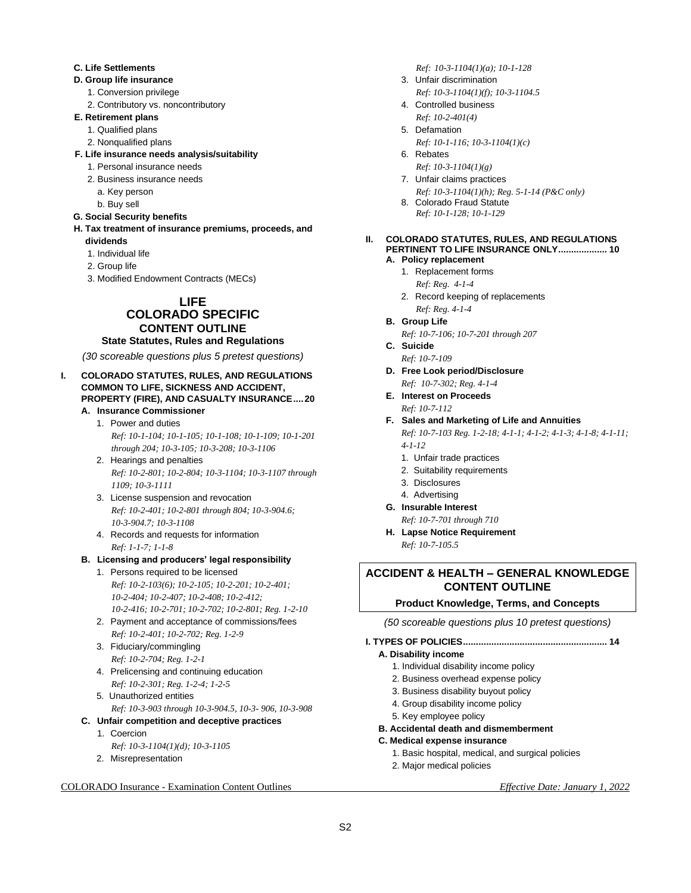**C. Life Settlements**

**D. Group life insurance**

1. Conversion privilege
2. Contributory vs. noncontributory

**E. Retirement plans**

1. Qualified plans
2. Nonqualified plans

**F. Life insurance needs analysis/suitability**

1. Personal insurance needs
2. Business insurance needs
   a. Key person
   b. Buy sell

**G. Social Security benefits**

**H. Tax treatment of insurance premiums, proceeds, and dividends**

1. Individual life
2. Group life
3. Modified Endowment Contracts (MECs)

## LIFE
## COLORADO SPECIFIC
### CONTENT OUTLINE
#### State Statutes, Rules and Regulations

*(30 scoreable questions plus 5 pretest questions)*

**I. COLORADO STATUTES, RULES, AND REGULATIONS COMMON TO LIFE, SICKNESS AND ACCIDENT, PROPERTY (FIRE), AND CASUALTY INSURANCE....20**

**A. Insurance Commissioner**

1. Power and duties
   *Ref: 10-1-104; 10-1-105; 10-1-108; 10-1-109; 10-1-201 through 204; 10-3-105; 10-3-208; 10-3-1106*
2. Hearings and penalties
   *Ref: 10-2-801; 10-2-804; 10-3-1104; 10-3-1107 through 1109; 10-3-1111*
3. License suspension and revocation
   *Ref: 10-2-401; 10-2-801 through 804; 10-3-904.6; 10-3-904.7; 10-3-1108*
4. Records and requests for information
   *Ref: 1-1-7; 1-1-8*

**B. Licensing and producers' legal responsibility**

1. Persons required to be licensed
   *Ref: 10-2-103(6); 10-2-105; 10-2-201; 10-2-401; 10-2-404; 10-2-407; 10-2-408; 10-2-412; 10-2-416; 10-2-701; 10-2-702; 10-2-801; Reg. 1-2-10*
2. Payment and acceptance of commissions/fees
   *Ref: 10-2-401; 10-2-702; Reg. 1-2-9*
3. Fiduciary/commingling
   *Ref: 10-2-704; Reg. 1-2-1*
4. Prelicensing and continuing education
   *Ref: 10-2-301; Reg. 1-2-4; 1-2-5*
5. Unauthorized entities
   *Ref: 10-3-903 through 10-3-904.5, 10-3- 906, 10-3-908*

**C. Unfair competition and deceptive practices**

1. Coercion
   *Ref: 10-3-1104(1)(d); 10-3-1105*
2. Misrepresentation
   *Ref: 10-3-1104(1)(a); 10-1-128*
3. Unfair discrimination
   *Ref: 10-3-1104(1)(f); 10-3-1104.5*
4. Controlled business
   *Ref: 10-2-401(4)*
5. Defamation
   *Ref: 10-1-116; 10-3-1104(1)(c)*
6. Rebates
   *Ref: 10-3-1104(1)(g)*
7. Unfair claims practices
   *Ref: 10-3-1104(1)(h); Reg. 5-1-14 (P&C only)*
8. Colorado Fraud Statute
   *Ref: 10-1-128; 10-1-129*

**II. COLORADO STATUTES, RULES, AND REGULATIONS PERTINENT TO LIFE INSURANCE ONLY.................. 10**

**A. Policy replacement**

1. Replacement forms
   *Ref: Reg. 4-1-4*
2. Record keeping of replacements
   *Ref: Reg. 4-1-4*

**B. Group Life**
*Ref: 10-7-106; 10-7-201 through 207*

**C. Suicide**
*Ref: 10-7-109*

**D. Free Look period/Disclosure**
*Ref: 10-7-302; Reg. 4-1-4*

**E. Interest on Proceeds**
*Ref: 10-7-112*

**F. Sales and Marketing of Life and Annuities**
*Ref: 10-7-103 Reg. 1-2-18; 4-1-1; 4-1-2; 4-1-3; 4-1-8; 4-1-11; 4-1-12*

1. Unfair trade practices
2. Suitability requirements
3. Disclosures
4. Advertising

**G. Insurable Interest**
*Ref: 10-7-701 through 710*

**H. Lapse Notice Requirement**
*Ref: 10-7-105.5*

## ACCIDENT & HEALTH – GENERAL KNOWLEDGE CONTENT OUTLINE
#### Product Knowledge, Terms, and Concepts

*(50 scoreable questions plus 10 pretest questions)*

**I. TYPES OF POLICIES....................................................... 14**

**A. Disability income**

1. Individual disability income policy
2. Business overhead expense policy
3. Business disability buyout policy
4. Group disability income policy
5. Key employee policy

**B. Accidental death and dismemberment**

**C. Medical expense insurance**

1. Basic hospital, medical, and surgical policies
2. Major medical policies

COLORADO Insurance - Examination Content Outlines — *Effective Date: January 1, 2022*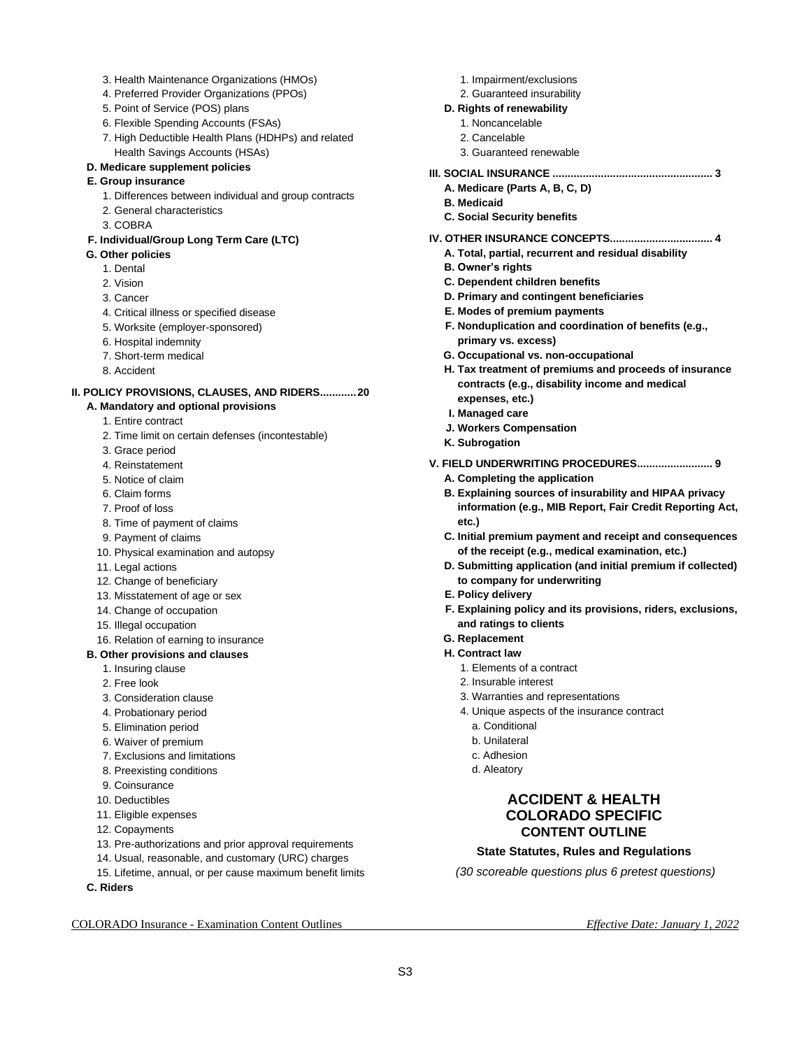3. Health Maintenance Organizations (HMOs)
4. Preferred Provider Organizations (PPOs)
5. Point of Service (POS) plans
6. Flexible Spending Accounts (FSAs)
7. High Deductible Health Plans (HDHPs) and related Health Savings Accounts (HSAs)

**D. Medicare supplement policies**

**E. Group insurance**

1. Differences between individual and group contracts
2. General characteristics
3. COBRA

**F. Individual/Group Long Term Care (LTC)**

**G. Other policies**

1. Dental
2. Vision
3. Cancer
4. Critical illness or specified disease
5. Worksite (employer-sponsored)
6. Hospital indemnity
7. Short-term medical
8. Accident

**II. POLICY PROVISIONS, CLAUSES, AND RIDERS........... 20**

**A. Mandatory and optional provisions**

1. Entire contract
2. Time limit on certain defenses (incontestable)
3. Grace period
4. Reinstatement
5. Notice of claim
6. Claim forms
7. Proof of loss
8. Time of payment of claims
9. Payment of claims
10. Physical examination and autopsy
11. Legal actions
12. Change of beneficiary
13. Misstatement of age or sex
14. Change of occupation
15. Illegal occupation
16. Relation of earning to insurance

**B. Other provisions and clauses**

1. Insuring clause
2. Free look
3. Consideration clause
4. Probationary period
5. Elimination period
6. Waiver of premium
7. Exclusions and limitations
8. Preexisting conditions
9. Coinsurance
10. Deductibles
11. Eligible expenses
12. Copayments
13. Pre-authorizations and prior approval requirements
14. Usual, reasonable, and customary (URC) charges
15. Lifetime, annual, or per cause maximum benefit limits

**C. Riders**

1. Impairment/exclusions
2. Guaranteed insurability

**D. Rights of renewability**

1. Noncancelable
2. Cancelable
3. Guaranteed renewable

**III. SOCIAL INSURANCE .................................................... 3**

**A. Medicare (Parts A, B, C, D)**

**B. Medicaid**

**C. Social Security benefits**

**IV. OTHER INSURANCE CONCEPTS.................................. 4**

**A. Total, partial, recurrent and residual disability**

**B. Owner's rights**

**C. Dependent children benefits**

**D. Primary and contingent beneficiaries**

**E. Modes of premium payments**

**F. Nonduplication and coordination of benefits (e.g., primary vs. excess)**

**G. Occupational vs. non-occupational**

**H. Tax treatment of premiums and proceeds of insurance contracts (e.g., disability income and medical expenses, etc.)**

**I. Managed care**

**J. Workers Compensation**

**K. Subrogation**

**V. FIELD UNDERWRITING PROCEDURES......................... 9**

**A. Completing the application**

**B. Explaining sources of insurability and HIPAA privacy information (e.g., MIB Report, Fair Credit Reporting Act, etc.)**

**C. Initial premium payment and receipt and consequences of the receipt (e.g., medical examination, etc.)**

**D. Submitting application (and initial premium if collected) to company for underwriting**

**E. Policy delivery**

**F. Explaining policy and its provisions, riders, exclusions, and ratings to clients**

**G. Replacement**

**H. Contract law**

1. Elements of a contract
2. Insurable interest
3. Warranties and representations
4. Unique aspects of the insurance contract
   - a. Conditional
   - b. Unilateral
   - c. Adhesion
   - d. Aleatory

## ACCIDENT & HEALTH COLORADO SPECIFIC CONTENT OUTLINE

**State Statutes, Rules and Regulations**

*(30 scoreable questions plus 6 pretest questions)*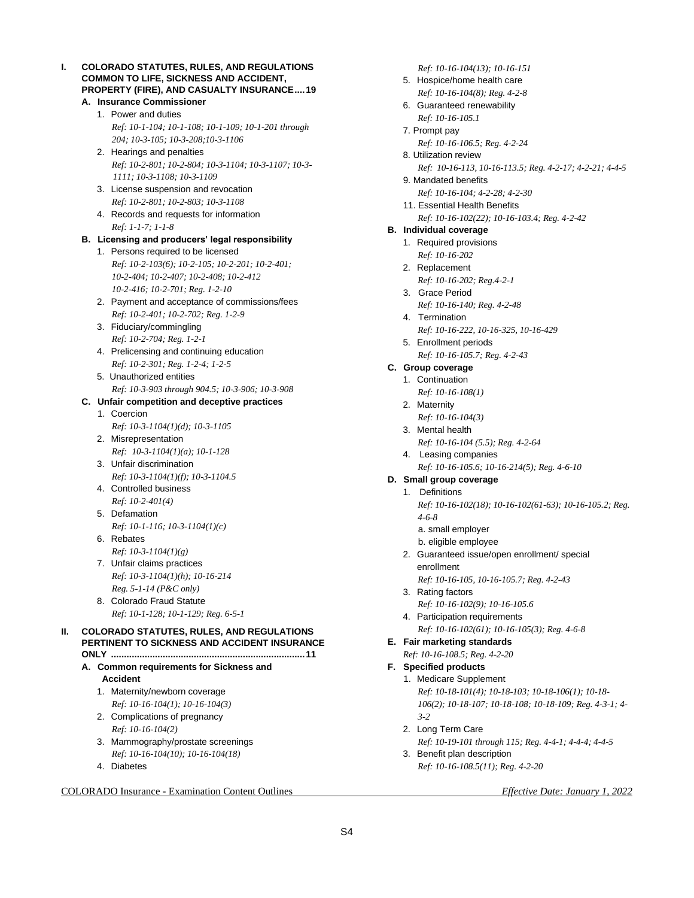## I. COLORADO STATUTES, RULES, AND REGULATIONS COMMON TO LIFE, SICKNESS AND ACCIDENT, PROPERTY (FIRE), AND CASUALTY INSURANCE....19

### A. Insurance Commissioner

1. Power and duties
   *Ref: 10-1-104; 10-1-108; 10-1-109; 10-1-201 through 204; 10-3-105; 10-3-208;10-3-1106*
2. Hearings and penalties
   *Ref: 10-2-801; 10-2-804; 10-3-1104; 10-3-1107; 10-3-1111; 10-3-1108; 10-3-1109*
3. License suspension and revocation
   *Ref: 10-2-801; 10-2-803; 10-3-1108*
4. Records and requests for information
   *Ref: 1-1-7; 1-1-8*

### B. Licensing and producers' legal responsibility

1. Persons required to be licensed
   *Ref: 10-2-103(6); 10-2-105; 10-2-201; 10-2-401; 10-2-404; 10-2-407; 10-2-408; 10-2-412 10-2-416; 10-2-701; Reg. 1-2-10*
2. Payment and acceptance of commissions/fees
   *Ref: 10-2-401; 10-2-702; Reg. 1-2-9*
3. Fiduciary/commingling
   *Ref: 10-2-704; Reg. 1-2-1*
4. Prelicensing and continuing education
   *Ref: 10-2-301; Reg. 1-2-4; 1-2-5*
5. Unauthorized entities
   *Ref: 10-3-903 through 904.5; 10-3-906; 10-3-908*

### C. Unfair competition and deceptive practices

1. Coercion
   *Ref: 10-3-1104(1)(d); 10-3-1105*
2. Misrepresentation
   *Ref: 10-3-1104(1)(a); 10-1-128*
3. Unfair discrimination
   *Ref: 10-3-1104(1)(f); 10-3-1104.5*
4. Controlled business
   *Ref: 10-2-401(4)*
5. Defamation
   *Ref: 10-1-116; 10-3-1104(1)(c)*
6. Rebates
   *Ref: 10-3-1104(1)(g)*
7. Unfair claims practices
   *Ref: 10-3-1104(1)(h); 10-16-214 Reg. 5-1-14 (P&C only)*
8. Colorado Fraud Statute
   *Ref: 10-1-128; 10-1-129; Reg. 6-5-1*

## II. COLORADO STATUTES, RULES, AND REGULATIONS PERTINENT TO SICKNESS AND ACCIDENT INSURANCE ONLY ..........................................................................11

### A. Common requirements for Sickness and Accident

1. Maternity/newborn coverage
   *Ref: 10-16-104(1); 10-16-104(3)*
2. Complications of pregnancy
   *Ref: 10-16-104(2)*
3. Mammography/prostate screenings
   *Ref: 10-16-104(10); 10-16-104(18)*
4. Diabetes
   *Ref: 10-16-104(13); 10-16-151*
5. Hospice/home health care
   *Ref: 10-16-104(8); Reg. 4-2-8*
6. Guaranteed renewability
   *Ref: 10-16-105.1*
7. Prompt pay
   *Ref: 10-16-106.5; Reg. 4-2-24*
8. Utilization review
   *Ref: 10-16-113, 10-16-113.5; Reg. 4-2-17; 4-2-21; 4-4-5*
9. Mandated benefits
   *Ref: 10-16-104; 4-2-28; 4-2-30*
11. Essential Health Benefits
    *Ref: 10-16-102(22); 10-16-103.4; Reg. 4-2-42*

### B. Individual coverage

1. Required provisions
   *Ref: 10-16-202*
2. Replacement
   *Ref: 10-16-202; Reg.4-2-1*
3. Grace Period
   *Ref: 10-16-140; Reg. 4-2-48*
4. Termination
   *Ref: 10-16-222, 10-16-325, 10-16-429*
5. Enrollment periods
   *Ref: 10-16-105.7; Reg. 4-2-43*

### C. Group coverage

1. Continuation
   *Ref: 10-16-108(1)*
2. Maternity
   *Ref: 10-16-104(3)*
3. Mental health
   *Ref: 10-16-104 (5.5); Reg. 4-2-64*
4. Leasing companies
   *Ref: 10-16-105.6; 10-16-214(5); Reg. 4-6-10*

### D. Small group coverage

1. Definitions
   *Ref: 10-16-102(18); 10-16-102(61-63); 10-16-105.2; Reg. 4-6-8*
   a. small employer
   b. eligible employee
2. Guaranteed issue/open enrollment/ special enrollment
   *Ref: 10-16-105, 10-16-105.7; Reg. 4-2-43*
3. Rating factors
   *Ref: 10-16-102(9); 10-16-105.6*
4. Participation requirements
   *Ref: 10-16-102(61); 10-16-105(3); Reg. 4-6-8*

### E. Fair marketing standards

*Ref: 10-16-108.5; Reg. 4-2-20*

### F. Specified products

1. Medicare Supplement
   *Ref: 10-18-101(4); 10-18-103; 10-18-106(1); 10-18-106(2); 10-18-107; 10-18-108; 10-18-109; Reg. 4-3-1; 4-3-2*
2. Long Term Care
   *Ref: 10-19-101 through 115; Reg. 4-4-1; 4-4-4; 4-4-5*
3. Benefit plan description
   *Ref: 10-16-108.5(11); Reg. 4-2-20*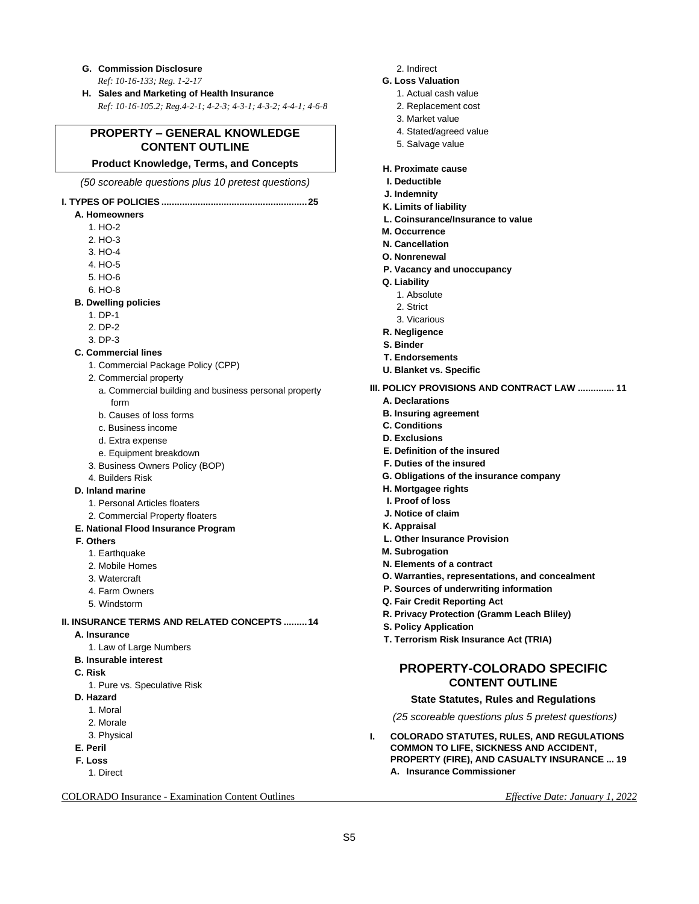**G. Commission Disclosure**

*Ref: 10-16-133; Reg. 1-2-17*

**H. Sales and Marketing of Health Insurance**

*Ref: 10-16-105.2; Reg.4-2-1; 4-2-3; 4-3-1; 4-3-2; 4-4-1; 4-6-8*

## PROPERTY – GENERAL KNOWLEDGE CONTENT OUTLINE

### Product Knowledge, Terms, and Concepts

*(50 scoreable questions plus 10 pretest questions)*

**I. TYPES OF POLICIES ....................................................... 25**

- **A. Homeowners**
  1. HO-2
  2. HO-3
  3. HO-4
  4. HO-5
  5. HO-6
  6. HO-8
- **B. Dwelling policies**
  1. DP-1
  2. DP-2
  3. DP-3
- **C. Commercial lines**
  1. Commercial Package Policy (CPP)
  2. Commercial property
     - a. Commercial building and business personal property form
     - b. Causes of loss forms
     - c. Business income
     - d. Extra expense
     - e. Equipment breakdown
  3. Business Owners Policy (BOP)
  4. Builders Risk
- **D. Inland marine**
  1. Personal Articles floaters
  2. Commercial Property floaters
- **E. National Flood Insurance Program**
- **F. Others**
  1. Earthquake
  2. Mobile Homes
  3. Watercraft
  4. Farm Owners
  5. Windstorm

**II. INSURANCE TERMS AND RELATED CONCEPTS ......... 14**

- **A. Insurance**
  1. Law of Large Numbers
- **B. Insurable interest**
- **C. Risk**
  1. Pure vs. Speculative Risk
- **D. Hazard**
  1. Moral
  2. Morale
  3. Physical
- **E. Peril**
- **F. Loss**
  1. Direct
  2. Indirect
- **G. Loss Valuation**
  1. Actual cash value
  2. Replacement cost
  3. Market value
  4. Stated/agreed value
  5. Salvage value
- **H. Proximate cause**
- **I. Deductible**
- **J. Indemnity**
- **K. Limits of liability**
- **L. Coinsurance/Insurance to value**
- **M. Occurrence**
- **N. Cancellation**
- **O. Nonrenewal**
- **P. Vacancy and unoccupancy**
- **Q. Liability**
  1. Absolute
  2. Strict
  3. Vicarious
- **R. Negligence**
- **S. Binder**
- **T. Endorsements**
- **U. Blanket vs. Specific**

**III. POLICY PROVISIONS AND CONTRACT LAW .............. 11**

- **A. Declarations**
- **B. Insuring agreement**
- **C. Conditions**
- **D. Exclusions**
- **E. Definition of the insured**
- **F. Duties of the insured**
- **G. Obligations of the insurance company**
- **H. Mortgagee rights**
- **I. Proof of loss**
- **J. Notice of claim**
- **K. Appraisal**
- **L. Other Insurance Provision**
- **M. Subrogation**
- **N. Elements of a contract**
- **O. Warranties, representations, and concealment**
- **P. Sources of underwriting information**
- **Q. Fair Credit Reporting Act**
- **R. Privacy Protection (Gramm Leach Bliley)**
- **S. Policy Application**
- **T. Terrorism Risk Insurance Act (TRIA)**

## PROPERTY-COLORADO SPECIFIC CONTENT OUTLINE

### State Statutes, Rules and Regulations

*(25 scoreable questions plus 5 pretest questions)*

**I. COLORADO STATUTES, RULES, AND REGULATIONS COMMON TO LIFE, SICKNESS AND ACCIDENT, PROPERTY (FIRE), AND CASUALTY INSURANCE ... 19**

- **A. Insurance Commissioner**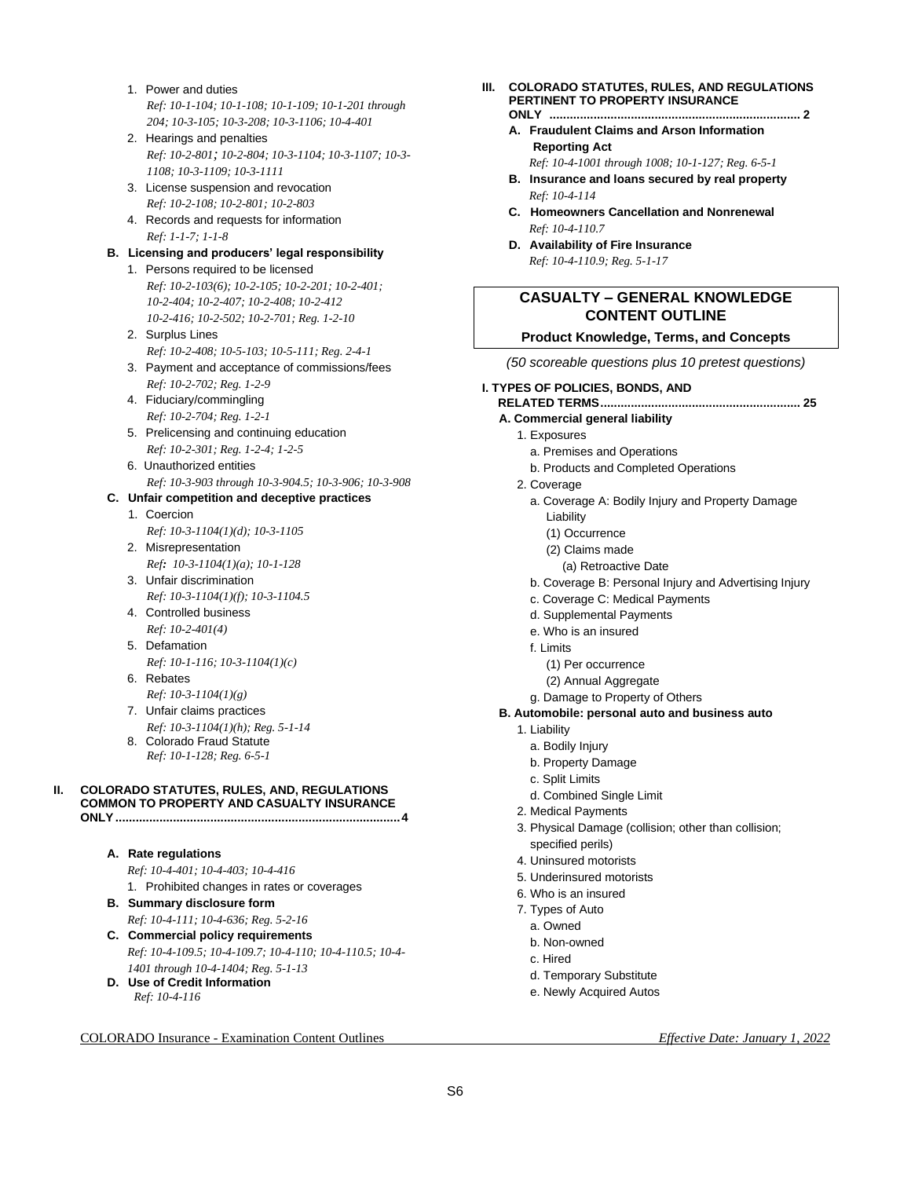1. Power and duties
   *Ref: 10-1-104; 10-1-108; 10-1-109; 10-1-201 through 204; 10-3-105; 10-3-208; 10-3-1106; 10-4-401*
2. Hearings and penalties
   *Ref: 10-2-801; 10-2-804; 10-3-1104; 10-3-1107; 10-3-1108; 10-3-1109; 10-3-1111*
3. License suspension and revocation
   *Ref: 10-2-108; 10-2-801; 10-2-803*
4. Records and requests for information
   *Ref: 1-1-7; 1-1-8*

**B. Licensing and producers' legal responsibility**

1. Persons required to be licensed
   *Ref: 10-2-103(6); 10-2-105; 10-2-201; 10-2-401; 10-2-404; 10-2-407; 10-2-408; 10-2-412 10-2-416; 10-2-502; 10-2-701; Reg. 1-2-10*
2. Surplus Lines
   *Ref: 10-2-408; 10-5-103; 10-5-111; Reg. 2-4-1*
3. Payment and acceptance of commissions/fees
   *Ref: 10-2-702; Reg. 1-2-9*
4. Fiduciary/commingling
   *Ref: 10-2-704; Reg. 1-2-1*
5. Prelicensing and continuing education
   *Ref: 10-2-301; Reg. 1-2-4; 1-2-5*
6. Unauthorized entities
   *Ref: 10-3-903 through 10-3-904.5; 10-3-906; 10-3-908*

**C. Unfair competition and deceptive practices**

1. Coercion
   *Ref: 10-3-1104(1)(d); 10-3-1105*
2. Misrepresentation
   *Ref: 10-3-1104(1)(a); 10-1-128*
3. Unfair discrimination
   *Ref: 10-3-1104(1)(f); 10-3-1104.5*
4. Controlled business
   *Ref: 10-2-401(4)*
5. Defamation
   *Ref: 10-1-116; 10-3-1104(1)(c)*
6. Rebates
   *Ref: 10-3-1104(1)(g)*
7. Unfair claims practices
   *Ref: 10-3-1104(1)(h); Reg. 5-1-14*
8. Colorado Fraud Statute
   *Ref: 10-1-128; Reg. 6-5-1*

**II. COLORADO STATUTES, RULES, AND, REGULATIONS COMMON TO PROPERTY AND CASUALTY INSURANCE ONLY .................................................... 4**

**A. Rate regulations**
*Ref: 10-4-401; 10-4-403; 10-4-416*

1. Prohibited changes in rates or coverages

**B. Summary disclosure form**
*Ref: 10-4-111; 10-4-636; Reg. 5-2-16*

**C. Commercial policy requirements**
*Ref: 10-4-109.5; 10-4-109.7; 10-4-110; 10-4-110.5; 10-4-1401 through 10-4-1404; Reg. 5-1-13*

**D. Use of Credit Information**
*Ref: 10-4-116*

**III. COLORADO STATUTES, RULES, AND REGULATIONS PERTINENT TO PROPERTY INSURANCE ONLY .................................................... 2**

**A. Fraudulent Claims and Arson Information Reporting Act**
*Ref: 10-4-1001 through 1008; 10-1-127; Reg. 6-5-1*

**B. Insurance and loans secured by real property**
*Ref: 10-4-114*

**C. Homeowners Cancellation and Nonrenewal**
*Ref: 10-4-110.7*

**D. Availability of Fire Insurance**
*Ref: 10-4-110.9; Reg. 5-1-17*

## CASUALTY – GENERAL KNOWLEDGE CONTENT OUTLINE

### Product Knowledge, Terms, and Concepts

*(50 scoreable questions plus 10 pretest questions)*

**I. TYPES OF POLICIES, BONDS, AND RELATED TERMS .................................................... 25**

**A. Commercial general liability**

1. Exposures
   a. Premises and Operations
   b. Products and Completed Operations
2. Coverage
   a. Coverage A: Bodily Injury and Property Damage Liability
      (1) Occurrence
      (2) Claims made
         (a) Retroactive Date
   b. Coverage B: Personal Injury and Advertising Injury
   c. Coverage C: Medical Payments
   d. Supplemental Payments
   e. Who is an insured
   f. Limits
      (1) Per occurrence
      (2) Annual Aggregate
   g. Damage to Property of Others

**B. Automobile: personal auto and business auto**

1. Liability
   a. Bodily Injury
   b. Property Damage
   c. Split Limits
   d. Combined Single Limit
2. Medical Payments
3. Physical Damage (collision; other than collision; specified perils)
4. Uninsured motorists
5. Underinsured motorists
6. Who is an insured
7. Types of Auto
   a. Owned
   b. Non-owned
   c. Hired
   d. Temporary Substitute
   e. Newly Acquired Autos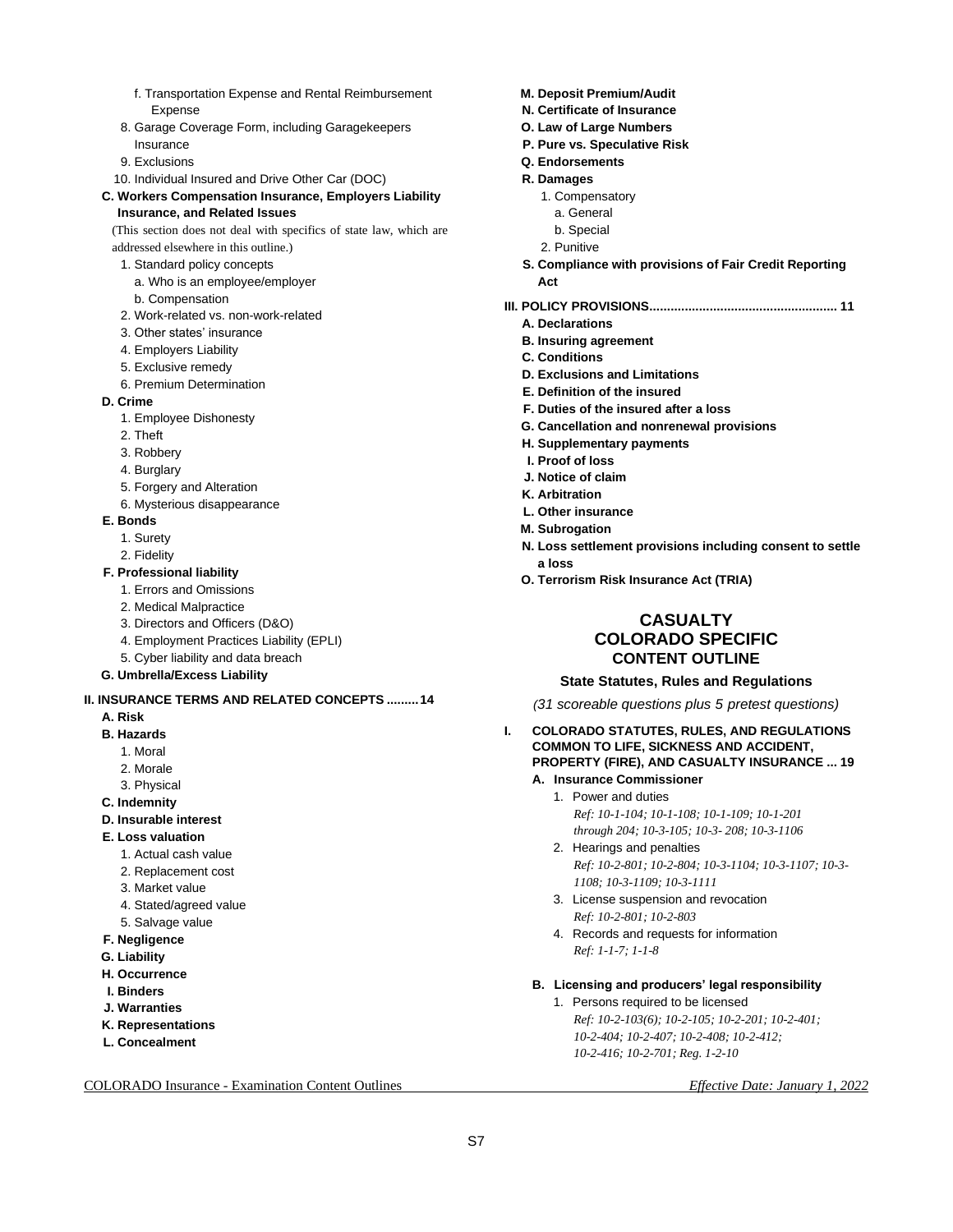f. Transportation Expense and Rental Reimbursement Expense

8. Garage Coverage Form, including Garagekeepers Insurance
9. Exclusions
10. Individual Insured and Drive Other Car (DOC)

**C. Workers Compensation Insurance, Employers Liability Insurance, and Related Issues**

(This section does not deal with specifics of state law, which are addressed elsewhere in this outline.)

1. Standard policy concepts
   a. Who is an employee/employer
   b. Compensation
2. Work-related vs. non-work-related
3. Other states' insurance
4. Employers Liability
5. Exclusive remedy
6. Premium Determination

**D. Crime**

1. Employee Dishonesty
2. Theft
3. Robbery
4. Burglary
5. Forgery and Alteration
6. Mysterious disappearance

**E. Bonds**

1. Surety
2. Fidelity

**F. Professional liability**

1. Errors and Omissions
2. Medical Malpractice
3. Directors and Officers (D&O)
4. Employment Practices Liability (EPLI)
5. Cyber liability and data breach

**G. Umbrella/Excess Liability**

**II. INSURANCE TERMS AND RELATED CONCEPTS ......... 14**

**A. Risk**

**B. Hazards**

1. Moral
2. Morale
3. Physical

**C. Indemnity**

**D. Insurable interest**

**E. Loss valuation**

1. Actual cash value
2. Replacement cost
3. Market value
4. Stated/agreed value
5. Salvage value

**F. Negligence**

**G. Liability**

**H. Occurrence**

**I. Binders**

**J. Warranties**

**K. Representations**

**L. Concealment**

**M. Deposit Premium/Audit**

**N. Certificate of Insurance**

**O. Law of Large Numbers**

**P. Pure vs. Speculative Risk**

**Q. Endorsements**

**R. Damages**

1. Compensatory
   a. General
   b. Special
2. Punitive

**S. Compliance with provisions of Fair Credit Reporting Act**

**III. POLICY PROVISIONS.................................................... 11**

**A. Declarations**

**B. Insuring agreement**

**C. Conditions**

**D. Exclusions and Limitations**

**E. Definition of the insured**

**F. Duties of the insured after a loss**

**G. Cancellation and nonrenewal provisions**

**H. Supplementary payments**

**I. Proof of loss**

**J. Notice of claim**

**K. Arbitration**

**L. Other insurance**

**M. Subrogation**

**N. Loss settlement provisions including consent to settle a loss**

**O. Terrorism Risk Insurance Act (TRIA)**

# CASUALTY
# COLORADO SPECIFIC
## CONTENT OUTLINE

### State Statutes, Rules and Regulations

*(31 scoreable questions plus 5 pretest questions)*

**I. COLORADO STATUTES, RULES, AND REGULATIONS COMMON TO LIFE, SICKNESS AND ACCIDENT, PROPERTY (FIRE), AND CASUALTY INSURANCE ... 19**

**A. Insurance Commissioner**

1. Power and duties
   *Ref: 10-1-104; 10-1-108; 10-1-109; 10-1-201 through 204; 10-3-105; 10-3- 208; 10-3-1106*
2. Hearings and penalties
   *Ref: 10-2-801; 10-2-804; 10-3-1104; 10-3-1107; 10-3-1108; 10-3-1109; 10-3-1111*
3. License suspension and revocation
   *Ref: 10-2-801; 10-2-803*
4. Records and requests for information
   *Ref: 1-1-7; 1-1-8*

**B. Licensing and producers' legal responsibility**

1. Persons required to be licensed
   *Ref: 10-2-103(6); 10-2-105; 10-2-201; 10-2-401; 10-2-404; 10-2-407; 10-2-408; 10-2-412; 10-2-416; 10-2-701; Reg. 1-2-10*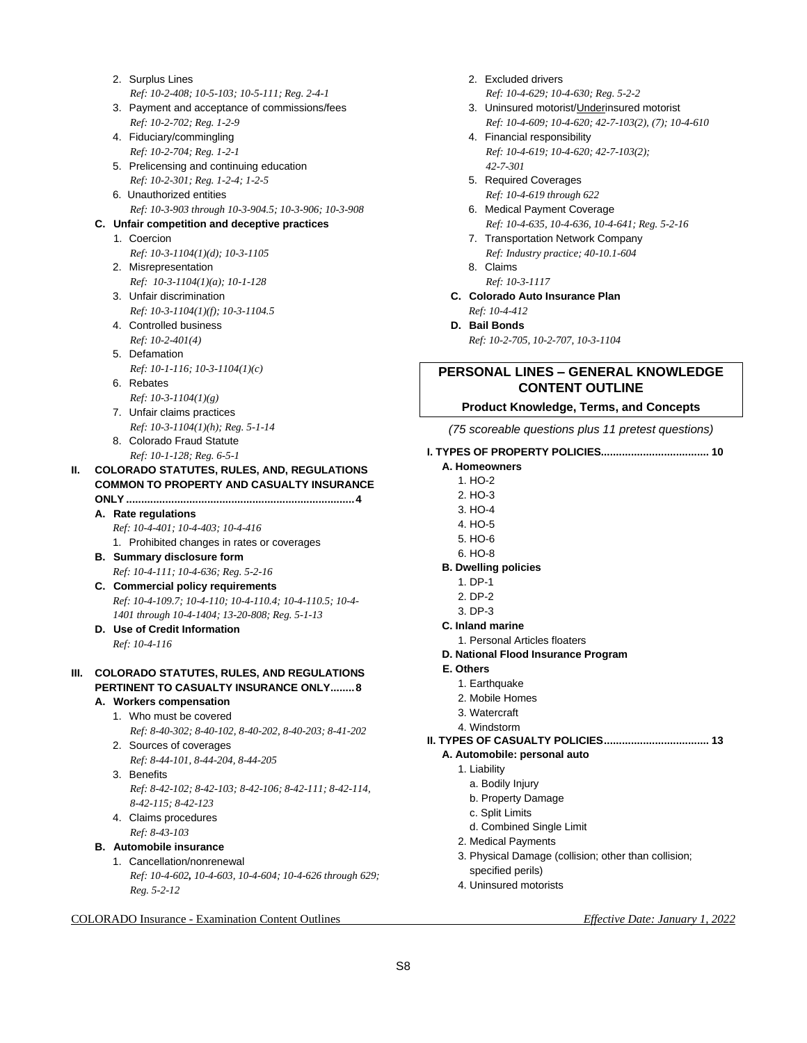2. Surplus Lines
   *Ref: 10-2-408; 10-5-103; 10-5-111; Reg. 2-4-1*
3. Payment and acceptance of commissions/fees
   *Ref: 10-2-702; Reg. 1-2-9*
4. Fiduciary/commingling
   *Ref: 10-2-704; Reg. 1-2-1*
5. Prelicensing and continuing education
   *Ref: 10-2-301; Reg. 1-2-4; 1-2-5*
6. Unauthorized entities
   *Ref: 10-3-903 through 10-3-904.5; 10-3-906; 10-3-908*

**C. Unfair competition and deceptive practices**

1. Coercion
   *Ref: 10-3-1104(1)(d); 10-3-1105*
2. Misrepresentation
   *Ref: 10-3-1104(1)(a); 10-1-128*
3. Unfair discrimination
   *Ref: 10-3-1104(1)(f); 10-3-1104.5*
4. Controlled business
   *Ref: 10-2-401(4)*
5. Defamation
   *Ref: 10-1-116; 10-3-1104(1)(c)*
6. Rebates
   *Ref: 10-3-1104(1)(g)*
7. Unfair claims practices
   *Ref: 10-3-1104(1)(h); Reg. 5-1-14*
8. Colorado Fraud Statute
   *Ref: 10-1-128; Reg. 6-5-1*

**II. COLORADO STATUTES, RULES, AND, REGULATIONS COMMON TO PROPERTY AND CASUALTY INSURANCE ONLY .......... 4**

**A. Rate regulations**
*Ref: 10-4-401; 10-4-403; 10-4-416*

1. Prohibited changes in rates or coverages

**B. Summary disclosure form**
*Ref: 10-4-111; 10-4-636; Reg. 5-2-16*

**C. Commercial policy requirements**
*Ref: 10-4-109.7; 10-4-110; 10-4-110.4; 10-4-110.5; 10-4-1401 through 10-4-1404; 13-20-808; Reg. 5-1-13*

**D. Use of Credit Information**
*Ref: 10-4-116*

**III. COLORADO STATUTES, RULES, AND REGULATIONS PERTINENT TO CASUALTY INSURANCE ONLY........ 8**

**A. Workers compensation**

1. Who must be covered
   *Ref: 8-40-302; 8-40-102, 8-40-202, 8-40-203; 8-41-202*
2. Sources of coverages
   *Ref: 8-44-101, 8-44-204, 8-44-205*
3. Benefits
   *Ref: 8-42-102; 8-42-103; 8-42-106; 8-42-111; 8-42-114, 8-42-115; 8-42-123*
4. Claims procedures
   *Ref: 8-43-103*

**B. Automobile insurance**

1. Cancellation/nonrenewal
   *Ref: 10-4-602, 10-4-603, 10-4-604; 10-4-626 through 629; Reg. 5-2-12*
2. Excluded drivers
   *Ref: 10-4-629; 10-4-630; Reg. 5-2-2*
3. Uninsured motorist/Underinsured motorist
   *Ref: 10-4-609; 10-4-620; 42-7-103(2), (7); 10-4-610*
4. Financial responsibility
   *Ref: 10-4-619; 10-4-620; 42-7-103(2); 42-7-301*
5. Required Coverages
   *Ref: 10-4-619 through 622*
6. Medical Payment Coverage
   *Ref: 10-4-635, 10-4-636, 10-4-641; Reg. 5-2-16*
7. Transportation Network Company
   *Ref: Industry practice; 40-10.1-604*
8. Claims
   *Ref: 10-3-1117*

**C. Colorado Auto Insurance Plan**
*Ref: 10-4-412*

**D. Bail Bonds**
*Ref: 10-2-705, 10-2-707, 10-3-1104*

## PERSONAL LINES – GENERAL KNOWLEDGE CONTENT OUTLINE

### Product Knowledge, Terms, and Concepts

*(75 scoreable questions plus 11 pretest questions)*

**I. TYPES OF PROPERTY POLICIES.................................. 10**

**A. Homeowners**

1. HO-2
2. HO-3
3. HO-4
4. HO-5
5. HO-6
6. HO-8

**B. Dwelling policies**

1. DP-1
2. DP-2
3. DP-3

**C. Inland marine**

1. Personal Articles floaters

**D. National Flood Insurance Program**

**E. Others**

1. Earthquake
2. Mobile Homes
3. Watercraft
4. Windstorm

**II. TYPES OF CASUALTY POLICIES.................................. 13**

**A. Automobile: personal auto**

1. Liability
   a. Bodily Injury
   b. Property Damage
   c. Split Limits
   d. Combined Single Limit
2. Medical Payments
3. Physical Damage (collision; other than collision; specified perils)
4. Uninsured motorists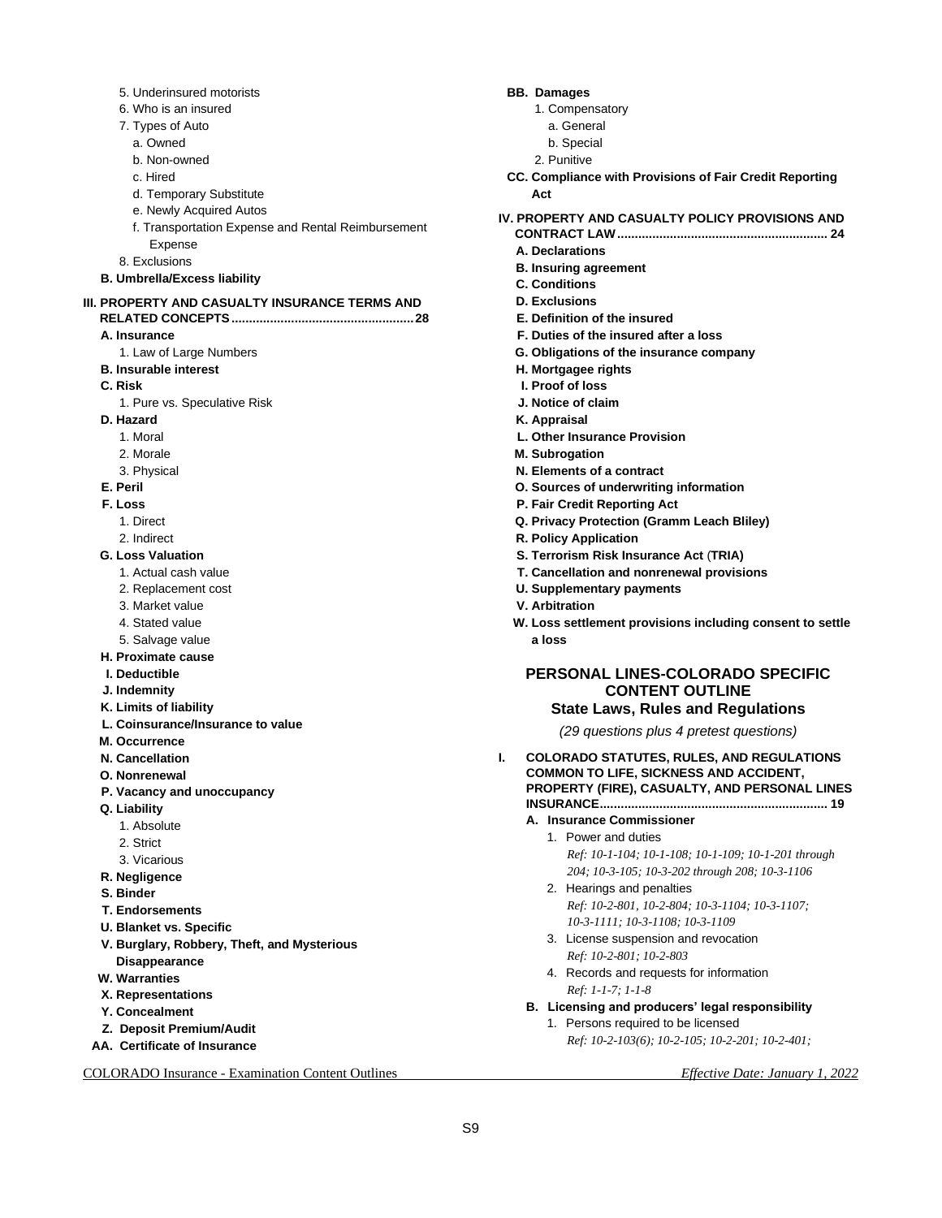5. Underinsured motorists
6. Who is an insured
7. Types of Auto
   a. Owned
   b. Non-owned
   c. Hired
   d. Temporary Substitute
   e. Newly Acquired Autos
   f. Transportation Expense and Rental Reimbursement Expense
8. Exclusions

**B. Umbrella/Excess liability**

**III. PROPERTY AND CASUALTY INSURANCE TERMS AND RELATED CONCEPTS................................................... 28**

**A. Insurance**
1. Law of Large Numbers

**B. Insurable interest**

**C. Risk**
1. Pure vs. Speculative Risk

**D. Hazard**
1. Moral
2. Morale
3. Physical

**E. Peril**

**F. Loss**
1. Direct
2. Indirect

**G. Loss Valuation**
1. Actual cash value
2. Replacement cost
3. Market value
4. Stated value
5. Salvage value

**H. Proximate cause**

**I. Deductible**

**J. Indemnity**

**K. Limits of liability**

**L. Coinsurance/Insurance to value**

**M. Occurrence**

**N. Cancellation**

**O. Nonrenewal**

**P. Vacancy and unoccupancy**

**Q. Liability**
1. Absolute
2. Strict
3. Vicarious

**R. Negligence**

**S. Binder**

**T. Endorsements**

**U. Blanket vs. Specific**

**V. Burglary, Robbery, Theft, and Mysterious Disappearance**

**W. Warranties**

**X. Representations**

**Y. Concealment**

**Z. Deposit Premium/Audit**

**AA. Certificate of Insurance**

**BB. Damages**
1. Compensatory
   a. General
   b. Special
2. Punitive

**CC. Compliance with Provisions of Fair Credit Reporting Act**

**IV. PROPERTY AND CASUALTY POLICY PROVISIONS AND CONTRACT LAW........................................................... 24**

**A. Declarations**

**B. Insuring agreement**

**C. Conditions**

**D. Exclusions**

**E. Definition of the insured**

**F. Duties of the insured after a loss**

**G. Obligations of the insurance company**

**H. Mortgagee rights**

**I. Proof of loss**

**J. Notice of claim**

**K. Appraisal**

**L. Other Insurance Provision**

**M. Subrogation**

**N. Elements of a contract**

**O. Sources of underwriting information**

**P. Fair Credit Reporting Act**

**Q. Privacy Protection (Gramm Leach Bliley)**

**R. Policy Application**

**S. Terrorism Risk Insurance Act (TRIA)**

**T. Cancellation and nonrenewal provisions**

**U. Supplementary payments**

**V. Arbitration**

**W. Loss settlement provisions including consent to settle a loss**

## PERSONAL LINES-COLORADO SPECIFIC CONTENT OUTLINE

### State Laws, Rules and Regulations

*(29 questions plus 4 pretest questions)*

**I. COLORADO STATUTES, RULES, AND REGULATIONS COMMON TO LIFE, SICKNESS AND ACCIDENT, PROPERTY (FIRE), CASUALTY, AND PERSONAL LINES INSURANCE................................................................. 19**

**A. Insurance Commissioner**
1. Power and duties
   *Ref: 10-1-104; 10-1-108; 10-1-109; 10-1-201 through 204; 10-3-105; 10-3-202 through 208; 10-3-1106*
2. Hearings and penalties
   *Ref: 10-2-801, 10-2-804; 10-3-1104; 10-3-1107; 10-3-1111; 10-3-1108; 10-3-1109*
3. License suspension and revocation
   *Ref: 10-2-801; 10-2-803*
4. Records and requests for information
   *Ref: 1-1-7; 1-1-8*

**B. Licensing and producers' legal responsibility**
1. Persons required to be licensed
   *Ref: 10-2-103(6); 10-2-105; 10-2-201; 10-2-401;*

COLORADO Insurance - Examination Content Outlines — *Effective Date: January 1, 2022*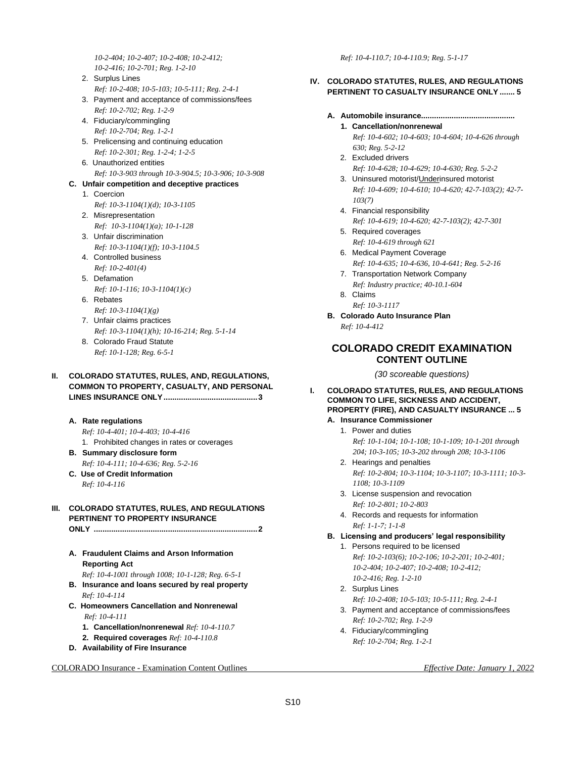*10-2-404; 10-2-407; 10-2-408; 10-2-412; 10-2-416; 10-2-701; Reg. 1-2-10*

2. Surplus Lines
   *Ref: 10-2-408; 10-5-103; 10-5-111; Reg. 2-4-1*
3. Payment and acceptance of commissions/fees
   *Ref: 10-2-702; Reg. 1-2-9*
4. Fiduciary/commingling
   *Ref: 10-2-704; Reg. 1-2-1*
5. Prelicensing and continuing education
   *Ref: 10-2-301; Reg. 1-2-4; 1-2-5*
6. Unauthorized entities
   *Ref: 10-3-903 through 10-3-904.5; 10-3-906; 10-3-908*

**C. Unfair competition and deceptive practices**

1. Coercion
   *Ref: 10-3-1104(1)(d); 10-3-1105*
2. Misrepresentation
   *Ref: 10-3-1104(1)(a); 10-1-128*
3. Unfair discrimination
   *Ref: 10-3-1104(1)(f); 10-3-1104.5*
4. Controlled business
   *Ref: 10-2-401(4)*
5. Defamation
   *Ref: 10-1-116; 10-3-1104(1)(c)*
6. Rebates
   *Ref: 10-3-1104(1)(g)*
7. Unfair claims practices
   *Ref: 10-3-1104(1)(h); 10-16-214; Reg. 5-1-14*
8. Colorado Fraud Statute
   *Ref: 10-1-128; Reg. 6-5-1*

**II. COLORADO STATUTES, RULES, AND, REGULATIONS, COMMON TO PROPERTY, CASUALTY, AND PERSONAL LINES INSURANCE ONLY .......................................... 3**

**A. Rate regulations**
*Ref: 10-4-401; 10-4-403; 10-4-416*

1. Prohibited changes in rates or coverages

**B. Summary disclosure form**
*Ref: 10-4-111; 10-4-636; Reg. 5-2-16*

**C. Use of Credit Information**
*Ref: 10-4-116*

**III. COLORADO STATUTES, RULES, AND REGULATIONS PERTINENT TO PROPERTY INSURANCE ONLY .......................................................................... 2**

**A. Fraudulent Claims and Arson Information Reporting Act**
*Ref: 10-4-1001 through 1008; 10-1-128; Reg. 6-5-1*

**B. Insurance and loans secured by real property**
*Ref: 10-4-114*

**C. Homeowners Cancellation and Nonrenewal**
*Ref: 10-4-111*

1. **Cancellation/nonrenewal** *Ref: 10-4-110.7*
2. **Required coverages** *Ref: 10-4-110.8*

**D. Availability of Fire Insurance**
*Ref: 10-4-110.7; 10-4-110.9; Reg. 5-1-17*

**IV. COLORADO STATUTES, RULES, AND REGULATIONS PERTINENT TO CASUALTY INSURANCE ONLY ....... 5**

**A. Automobile insurance..........................................**

1. **Cancellation/nonrenewal**
   *Ref: 10-4-602; 10-4-603; 10-4-604; 10-4-626 through 630; Reg. 5-2-12*
2. Excluded drivers
   *Ref: 10-4-628; 10-4-629; 10-4-630; Reg. 5-2-2*
3. Uninsured motorist/Underinsured motorist
   *Ref: 10-4-609; 10-4-610; 10-4-620; 42-7-103(2); 42-7-103(7)*
4. Financial responsibility
   *Ref: 10-4-619; 10-4-620; 42-7-103(2); 42-7-301*
5. Required coverages
   *Ref: 10-4-619 through 621*
6. Medical Payment Coverage
   *Ref: 10-4-635; 10-4-636, 10-4-641; Reg. 5-2-16*
7. Transportation Network Company
   *Ref: Industry practice; 40-10.1-604*
8. Claims
   *Ref: 10-3-1117*

**B. Colorado Auto Insurance Plan**
*Ref: 10-4-412*

## COLORADO CREDIT EXAMINATION CONTENT OUTLINE

*(30 scoreable questions)*

**I. COLORADO STATUTES, RULES, AND REGULATIONS COMMON TO LIFE, SICKNESS AND ACCIDENT, PROPERTY (FIRE), AND CASUALTY INSURANCE ... 5**

**A. Insurance Commissioner**

1. Power and duties
   *Ref: 10-1-104; 10-1-108; 10-1-109; 10-1-201 through 204; 10-3-105; 10-3-202 through 208; 10-3-1106*
2. Hearings and penalties
   *Ref: 10-2-804; 10-3-1104; 10-3-1107; 10-3-1111; 10-3-1108; 10-3-1109*
3. License suspension and revocation
   *Ref: 10-2-801; 10-2-803*
4. Records and requests for information
   *Ref: 1-1-7; 1-1-8*

**B. Licensing and producers' legal responsibility**

1. Persons required to be licensed
   *Ref: 10-2-103(6); 10-2-106; 10-2-201; 10-2-401; 10-2-404; 10-2-407; 10-2-408; 10-2-412; 10-2-416; Reg. 1-2-10*
2. Surplus Lines
   *Ref: 10-2-408; 10-5-103; 10-5-111; Reg. 2-4-1*
3. Payment and acceptance of commissions/fees
   *Ref: 10-2-702; Reg. 1-2-9*
4. Fiduciary/commingling
   *Ref: 10-2-704; Reg. 1-2-1*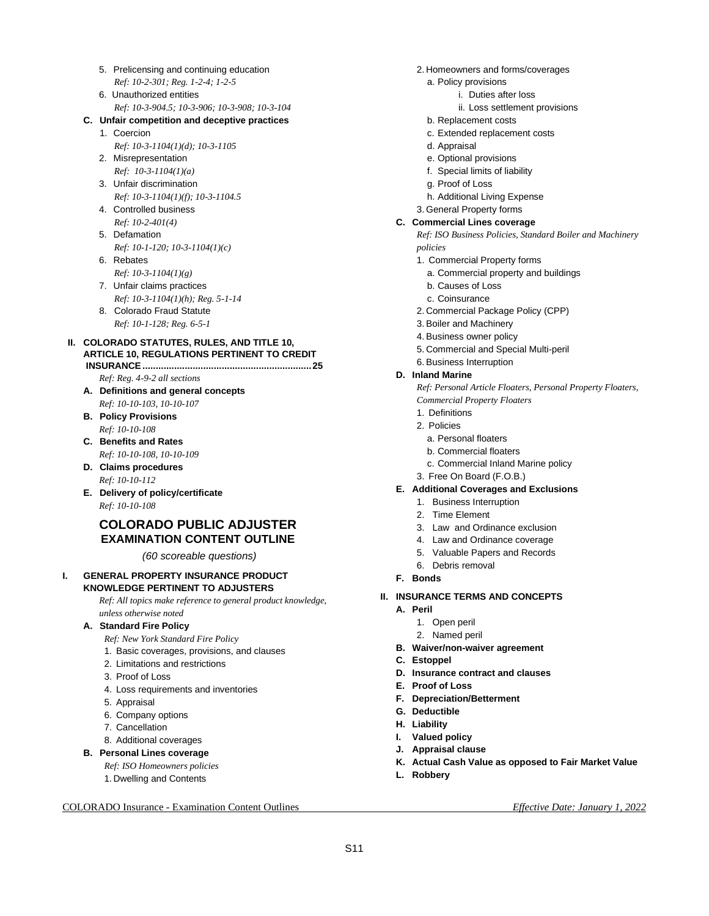5. Prelicensing and continuing education
   *Ref: 10-2-301; Reg. 1-2-4; 1-2-5*
6. Unauthorized entities
   *Ref: 10-3-904.5; 10-3-906; 10-3-908; 10-3-104*

**C. Unfair competition and deceptive practices**

1. Coercion
   *Ref: 10-3-1104(1)(d); 10-3-1105*
2. Misrepresentation
   *Ref: 10-3-1104(1)(a)*
3. Unfair discrimination
   *Ref: 10-3-1104(1)(f); 10-3-1104.5*
4. Controlled business
   *Ref: 10-2-401(4)*
5. Defamation
   *Ref: 10-1-120; 10-3-1104(1)(c)*
6. Rebates
   *Ref: 10-3-1104(1)(g)*
7. Unfair claims practices
   *Ref: 10-3-1104(1)(h); Reg. 5-1-14*
8. Colorado Fraud Statute
   *Ref: 10-1-128; Reg. 6-5-1*

**II. COLORADO STATUTES, RULES, AND TITLE 10, ARTICLE 10, REGULATIONS PERTINENT TO CREDIT INSURANCE................................................................25**

*Ref: Reg. 4-9-2 all sections*

**A. Definitions and general concepts**
*Ref: 10-10-103, 10-10-107*

**B. Policy Provisions**
*Ref: 10-10-108*

**C. Benefits and Rates**
*Ref: 10-10-108, 10-10-109*

**D. Claims procedures**
*Ref: 10-10-112*

**E. Delivery of policy/certificate**
*Ref: 10-10-108*

## COLORADO PUBLIC ADJUSTER EXAMINATION CONTENT OUTLINE

*(60 scoreable questions)*

**I. GENERAL PROPERTY INSURANCE PRODUCT KNOWLEDGE PERTINENT TO ADJUSTERS**

*Ref: All topics make reference to general product knowledge, unless otherwise noted*

**A. Standard Fire Policy**
*Ref: New York Standard Fire Policy*

1. Basic coverages, provisions, and clauses
2. Limitations and restrictions
3. Proof of Loss
4. Loss requirements and inventories
5. Appraisal
6. Company options
7. Cancellation
8. Additional coverages

**B. Personal Lines coverage**
*Ref: ISO Homeowners policies*

1. Dwelling and Contents
2. Homeowners and forms/coverages
   a. Policy provisions
      i. Duties after loss
      ii. Loss settlement provisions
   b. Replacement costs
   c. Extended replacement costs
   d. Appraisal
   e. Optional provisions
   f. Special limits of liability
   g. Proof of Loss
   h. Additional Living Expense
3. General Property forms

**C. Commercial Lines coverage**
*Ref: ISO Business Policies, Standard Boiler and Machinery policies*

1. Commercial Property forms
   a. Commercial property and buildings
   b. Causes of Loss
   c. Coinsurance
2. Commercial Package Policy (CPP)
3. Boiler and Machinery
4. Business owner policy
5. Commercial and Special Multi-peril
6. Business Interruption

**D. Inland Marine**
*Ref: Personal Article Floaters, Personal Property Floaters, Commercial Property Floaters*

1. Definitions
2. Policies
   a. Personal floaters
   b. Commercial floaters
   c. Commercial Inland Marine policy
3. Free On Board (F.O.B.)

**E. Additional Coverages and Exclusions**

1. Business Interruption
2. Time Element
3. Law and Ordinance exclusion
4. Law and Ordinance coverage
5. Valuable Papers and Records
6. Debris removal

**F. Bonds**

**II. INSURANCE TERMS AND CONCEPTS**

**A. Peril**

1. Open peril
2. Named peril

**B. Waiver/non-waiver agreement**

**C. Estoppel**

**D. Insurance contract and clauses**

**E. Proof of Loss**

**F. Depreciation/Betterment**

**G. Deductible**

**H. Liability**

**I. Valued policy**

**J. Appraisal clause**

**K. Actual Cash Value as opposed to Fair Market Value**

**L. Robbery**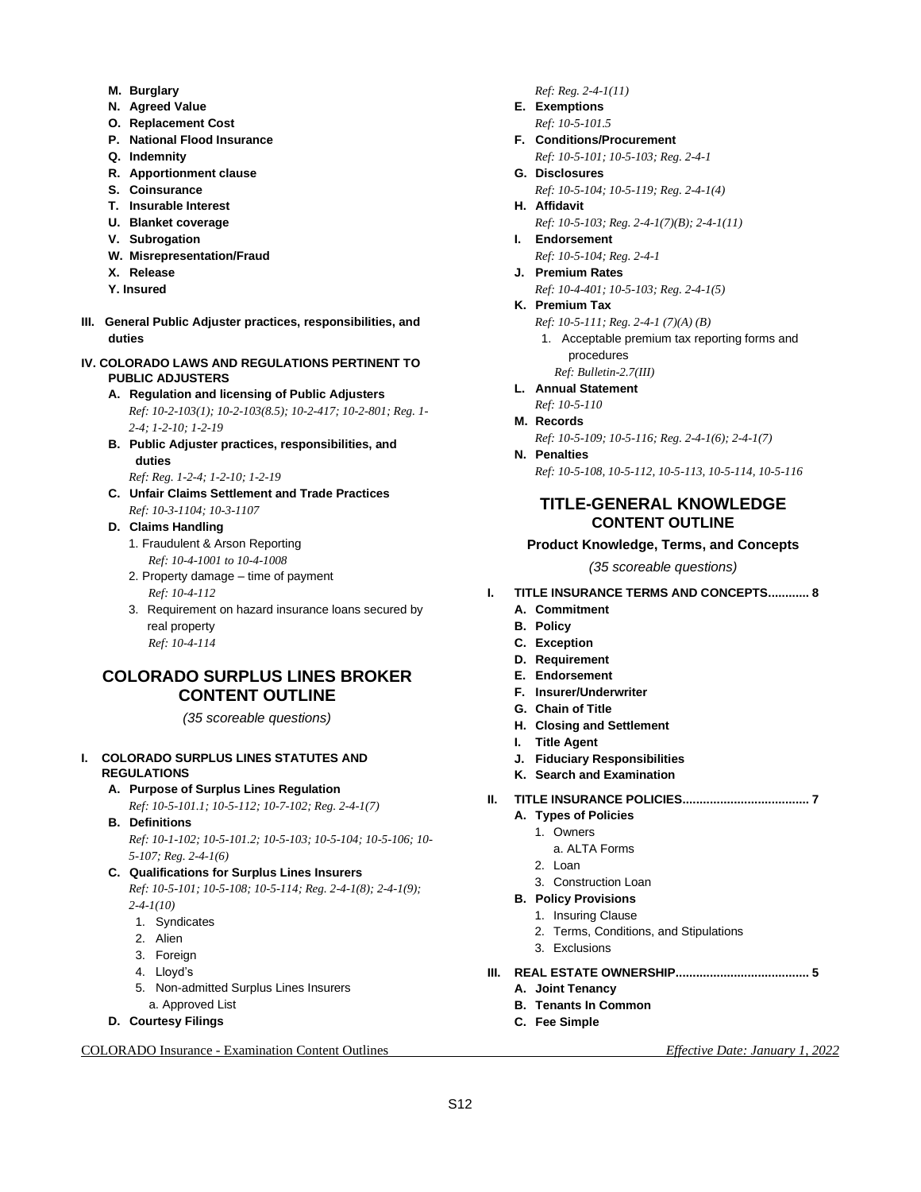- **M. Burglary**
- **N. Agreed Value**
- **O. Replacement Cost**
- **P. National Flood Insurance**
- **Q. Indemnity**
- **R. Apportionment clause**
- **S. Coinsurance**
- **T. Insurable Interest**
- **U. Blanket coverage**
- **V. Subrogation**
- **W. Misrepresentation/Fraud**
- **X. Release**
- **Y. Insured**

**III. General Public Adjuster practices, responsibilities, and duties**

**IV. COLORADO LAWS AND REGULATIONS PERTINENT TO PUBLIC ADJUSTERS**

- **A. Regulation and licensing of Public Adjusters**
  *Ref: 10-2-103(1); 10-2-103(8.5); 10-2-417; 10-2-801; Reg. 1-2-4; 1-2-10; 1-2-19*
- **B. Public Adjuster practices, responsibilities, and duties**
  *Ref: Reg. 1-2-4; 1-2-10; 1-2-19*
- **C. Unfair Claims Settlement and Trade Practices**
  *Ref: 10-3-1104; 10-3-1107*
- **D. Claims Handling**
  1. Fraudulent & Arson Reporting
     *Ref: 10-4-1001 to 10-4-1008*
  2. Property damage – time of payment
     *Ref: 10-4-112*
  3. Requirement on hazard insurance loans secured by real property
     *Ref: 10-4-114*

## COLORADO SURPLUS LINES BROKER CONTENT OUTLINE

*(35 scoreable questions)*

**I. COLORADO SURPLUS LINES STATUTES AND REGULATIONS**

- **A. Purpose of Surplus Lines Regulation**
  *Ref: 10-5-101.1; 10-5-112; 10-7-102; Reg. 2-4-1(7)*
- **B. Definitions**
  *Ref: 10-1-102; 10-5-101.2; 10-5-103; 10-5-104; 10-5-106; 10-5-107; Reg. 2-4-1(6)*
- **C. Qualifications for Surplus Lines Insurers**
  *Ref: 10-5-101; 10-5-108; 10-5-114; Reg. 2-4-1(8); 2-4-1(9); 2-4-1(10)*
  1. Syndicates
  2. Alien
  3. Foreign
  4. Lloyd's
  5. Non-admitted Surplus Lines Insurers
     a. Approved List
- **D. Courtesy Filings**
  *Ref: Reg. 2-4-1(11)*
- **E. Exemptions**
  *Ref: 10-5-101.5*
- **F. Conditions/Procurement**
  *Ref: 10-5-101; 10-5-103; Reg. 2-4-1*
- **G. Disclosures**
  *Ref: 10-5-104; 10-5-119; Reg. 2-4-1(4)*
- **H. Affidavit**
  *Ref: 10-5-103; Reg. 2-4-1(7)(B); 2-4-1(11)*
- **I. Endorsement**
  *Ref: 10-5-104; Reg. 2-4-1*
- **J. Premium Rates**
  *Ref: 10-4-401; 10-5-103; Reg. 2-4-1(5)*
- **K. Premium Tax**
  *Ref: 10-5-111; Reg. 2-4-1 (7)(A) (B)*
  1. Acceptable premium tax reporting forms and procedures
     *Ref: Bulletin-2.7(III)*
- **L. Annual Statement**
  *Ref: 10-5-110*
- **M. Records**
  *Ref: 10-5-109; 10-5-116; Reg. 2-4-1(6); 2-4-1(7)*
- **N. Penalties**
  *Ref: 10-5-108, 10-5-112, 10-5-113, 10-5-114, 10-5-116*

## TITLE-GENERAL KNOWLEDGE CONTENT OUTLINE

**Product Knowledge, Terms, and Concepts**

*(35 scoreable questions)*

**I. TITLE INSURANCE TERMS AND CONCEPTS............ 8**

- **A. Commitment**
- **B. Policy**
- **C. Exception**
- **D. Requirement**
- **E. Endorsement**
- **F. Insurer/Underwriter**
- **G. Chain of Title**
- **H. Closing and Settlement**
- **I. Title Agent**
- **J. Fiduciary Responsibilities**
- **K. Search and Examination**

**II. TITLE INSURANCE POLICIES.................................... 7**

- **A. Types of Policies**
  1. Owners
     a. ALTA Forms
  2. Loan
  3. Construction Loan
- **B. Policy Provisions**
  1. Insuring Clause
  2. Terms, Conditions, and Stipulations
  3. Exclusions

**III. REAL ESTATE OWNERSHIP...................................... 5**

- **A. Joint Tenancy**
- **B. Tenants In Common**
- **C. Fee Simple**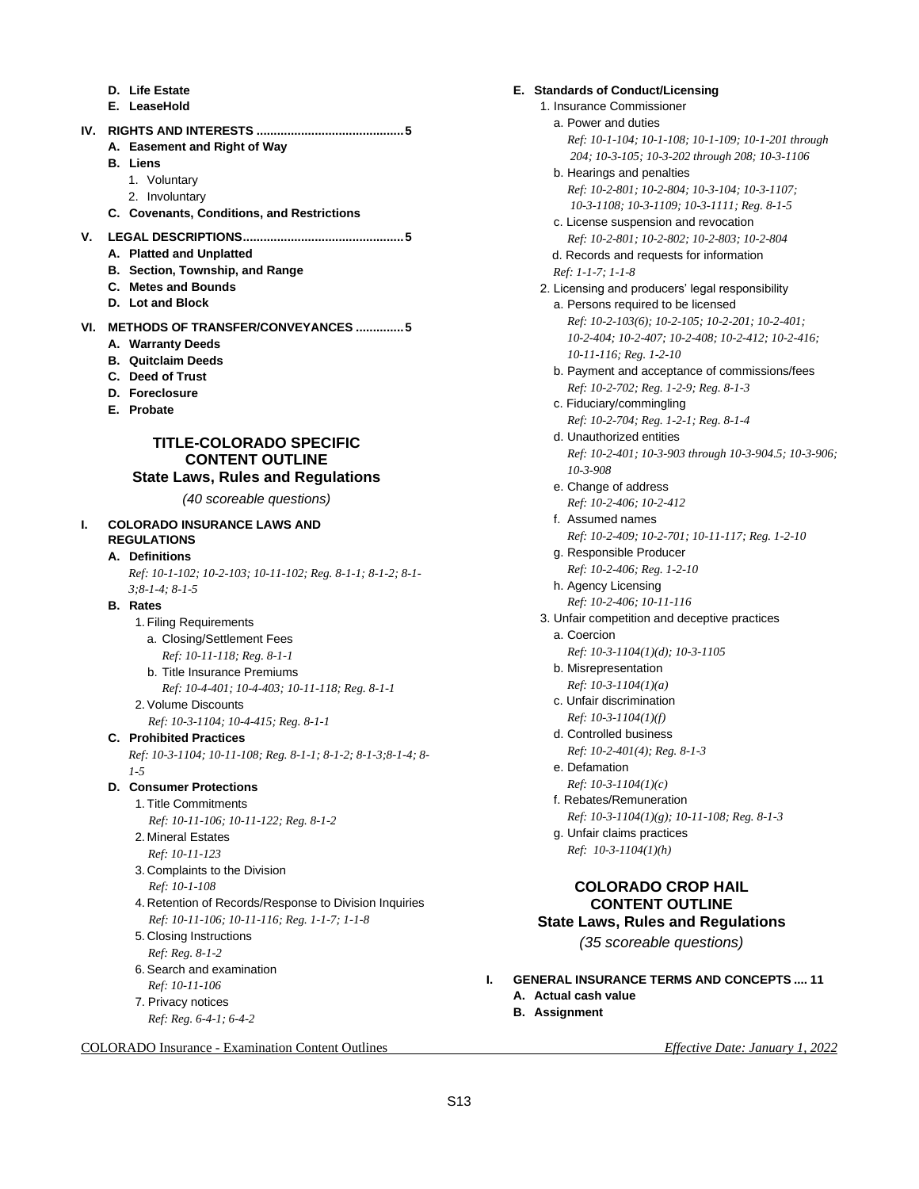- **D. Life Estate**
- **E. LeaseHold**

**IV. RIGHTS AND INTERESTS .......................................... 5**

- **A. Easement and Right of Way**
- **B. Liens**
  1. Voluntary
  2. Involuntary
- **C. Covenants, Conditions, and Restrictions**

**V. LEGAL DESCRIPTIONS.............................................. 5**

- **A. Platted and Unplatted**
- **B. Section, Township, and Range**
- **C. Metes and Bounds**
- **D. Lot and Block**

**VI. METHODS OF TRANSFER/CONVEYANCES ............. 5**

- **A. Warranty Deeds**
- **B. Quitclaim Deeds**
- **C. Deed of Trust**
- **D. Foreclosure**
- **E. Probate**

## TITLE-COLORADO SPECIFIC CONTENT OUTLINE
## State Laws, Rules and Regulations

*(40 scoreable questions)*

**I. COLORADO INSURANCE LAWS AND REGULATIONS**

- **A. Definitions**
  *Ref: 10-1-102; 10-2-103; 10-11-102; Reg. 8-1-1; 8-1-2; 8-1-3;8-1-4; 8-1-5*
- **B. Rates**
  1. Filing Requirements
     - a. Closing/Settlement Fees
       *Ref: 10-11-118; Reg. 8-1-1*
     - b. Title Insurance Premiums
       *Ref: 10-4-401; 10-4-403; 10-11-118; Reg. 8-1-1*
  2. Volume Discounts
     *Ref: 10-3-1104; 10-4-415; Reg. 8-1-1*
- **C. Prohibited Practices**
  *Ref: 10-3-1104; 10-11-108; Reg. 8-1-1; 8-1-2; 8-1-3;8-1-4; 8-1-5*
- **D. Consumer Protections**
  1. Title Commitments
     *Ref: 10-11-106; 10-11-122; Reg. 8-1-2*
  2. Mineral Estates
     *Ref: 10-11-123*
  3. Complaints to the Division
     *Ref: 10-1-108*
  4. Retention of Records/Response to Division Inquiries
     *Ref: 10-11-106; 10-11-116; Reg. 1-1-7; 1-1-8*
  5. Closing Instructions
     *Ref: Reg. 8-1-2*
  6. Search and examination
     *Ref: 10-11-106*
  7. Privacy notices
     *Ref: Reg. 6-4-1; 6-4-2*
- **E. Standards of Conduct/Licensing**
  1. Insurance Commissioner
     - a. Power and duties
       *Ref: 10-1-104; 10-1-108; 10-1-109; 10-1-201 through 204; 10-3-105; 10-3-202 through 208; 10-3-1106*
     - b. Hearings and penalties
       *Ref: 10-2-801; 10-2-804; 10-3-104; 10-3-1107; 10-3-1108; 10-3-1109; 10-3-1111; Reg. 8-1-5*
     - c. License suspension and revocation
       *Ref: 10-2-801; 10-2-802; 10-2-803; 10-2-804*
     - d. Records and requests for information
       *Ref: 1-1-7; 1-1-8*
  2. Licensing and producers' legal responsibility
     - a. Persons required to be licensed
       *Ref: 10-2-103(6); 10-2-105; 10-2-201; 10-2-401; 10-2-404; 10-2-407; 10-2-408; 10-2-412; 10-2-416; 10-11-116; Reg. 1-2-10*
     - b. Payment and acceptance of commissions/fees
       *Ref: 10-2-702; Reg. 1-2-9; Reg. 8-1-3*
     - c. Fiduciary/commingling
       *Ref: 10-2-704; Reg. 1-2-1; Reg. 8-1-4*
     - d. Unauthorized entities
       *Ref: 10-2-401; 10-3-903 through 10-3-904.5; 10-3-906; 10-3-908*
     - e. Change of address
       *Ref: 10-2-406; 10-2-412*
     - f. Assumed names
       *Ref: 10-2-409; 10-2-701; 10-11-117; Reg. 1-2-10*
     - g. Responsible Producer
       *Ref: 10-2-406; Reg. 1-2-10*
     - h. Agency Licensing
       *Ref: 10-2-406; 10-11-116*
  3. Unfair competition and deceptive practices
     - a. Coercion
       *Ref: 10-3-1104(1)(d); 10-3-1105*
     - b. Misrepresentation
       *Ref: 10-3-1104(1)(a)*
     - c. Unfair discrimination
       *Ref: 10-3-1104(1)(f)*
     - d. Controlled business
       *Ref: 10-2-401(4); Reg. 8-1-3*
     - e. Defamation
       *Ref: 10-3-1104(1)(c)*
     - f. Rebates/Remuneration
       *Ref: 10-3-1104(1)(g); 10-11-108; Reg. 8-1-3*
     - g. Unfair claims practices
       *Ref: 10-3-1104(1)(h)*

## COLORADO CROP HAIL CONTENT OUTLINE
## State Laws, Rules and Regulations

*(35 scoreable questions)*

**I. GENERAL INSURANCE TERMS AND CONCEPTS .... 11**

- **A. Actual cash value**
- **B. Assignment**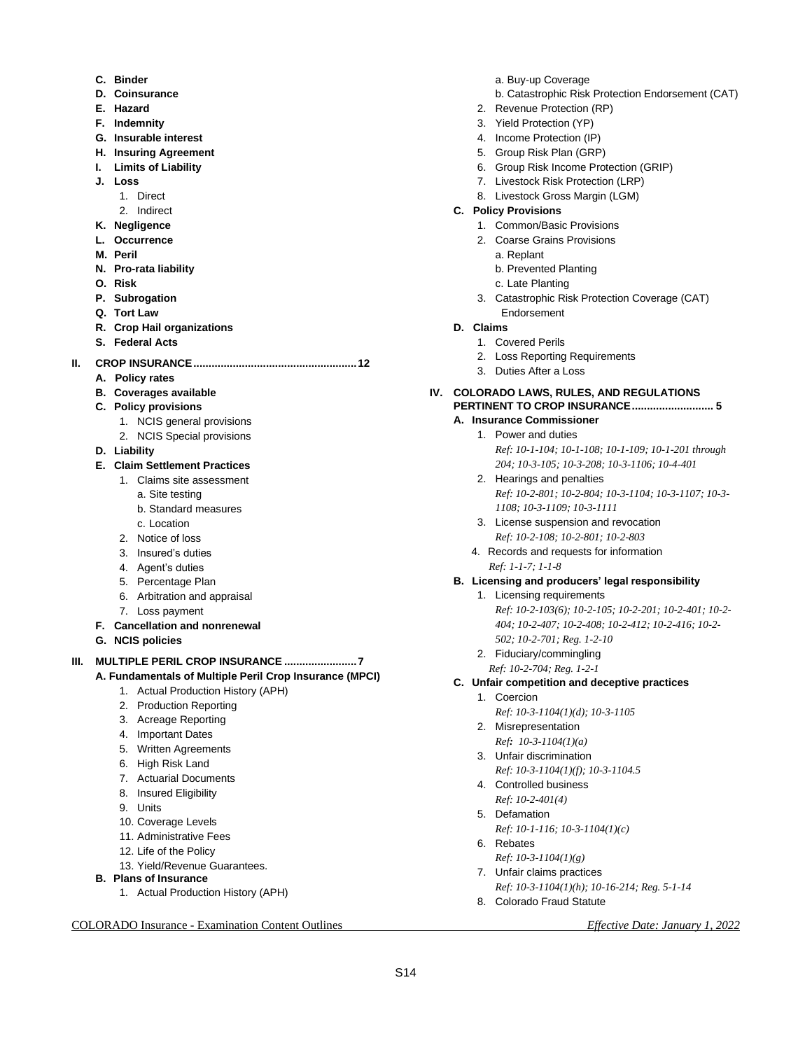- **C. Binder**
- **D. Coinsurance**
- **E. Hazard**
- **F. Indemnity**
- **G. Insurable interest**
- **H. Insuring Agreement**
- **I. Limits of Liability**
- **J. Loss**
    1. Direct
    2. Indirect
- **K. Negligence**
- **L. Occurrence**
- **M. Peril**
- **N. Pro-rata liability**
- **O. Risk**
- **P. Subrogation**
- **Q. Tort Law**
- **R. Crop Hail organizations**
- **S. Federal Acts**

## II. CROP INSURANCE ..................................................... 12

- **A. Policy rates**
- **B. Coverages available**
- **C. Policy provisions**
    1. NCIS general provisions
    2. NCIS Special provisions
- **D. Liability**
- **E. Claim Settlement Practices**
    1. Claims site assessment
        - a. Site testing
        - b. Standard measures
        - c. Location
    2. Notice of loss
    3. Insured's duties
    4. Agent's duties
    5. Percentage Plan
    6. Arbitration and appraisal
    7. Loss payment
- **F. Cancellation and nonrenewal**
- **G. NCIS policies**

## III. MULTIPLE PERIL CROP INSURANCE ........................ 7

- **A. Fundamentals of Multiple Peril Crop Insurance (MPCI)**
    1. Actual Production History (APH)
    2. Production Reporting
    3. Acreage Reporting
    4. Important Dates
    5. Written Agreements
    6. High Risk Land
    7. Actuarial Documents
    8. Insured Eligibility
    9. Units
    10. Coverage Levels
    11. Administrative Fees
    12. Life of the Policy
    13. Yield/Revenue Guarantees.
- **B. Plans of Insurance**
    1. Actual Production History (APH)
        - a. Buy-up Coverage
        - b. Catastrophic Risk Protection Endorsement (CAT)
    2. Revenue Protection (RP)
    3. Yield Protection (YP)
    4. Income Protection (IP)
    5. Group Risk Plan (GRP)
    6. Group Risk Income Protection (GRIP)
    7. Livestock Risk Protection (LRP)
    8. Livestock Gross Margin (LGM)
- **C. Policy Provisions**
    1. Common/Basic Provisions
    2. Coarse Grains Provisions
        - a. Replant
        - b. Prevented Planting
        - c. Late Planting
    3. Catastrophic Risk Protection Coverage (CAT) Endorsement
- **D. Claims**
    1. Covered Perils
    2. Loss Reporting Requirements
    3. Duties After a Loss

## IV. COLORADO LAWS, RULES, AND REGULATIONS PERTINENT TO CROP INSURANCE ........................... 5

- **A. Insurance Commissioner**
    1. Power and duties
       *Ref: 10-1-104; 10-1-108; 10-1-109; 10-1-201 through 204; 10-3-105; 10-3-208; 10-3-1106; 10-4-401*
    2. Hearings and penalties
       *Ref: 10-2-801; 10-2-804; 10-3-1104; 10-3-1107; 10-3-1108; 10-3-1109; 10-3-1111*
    3. License suspension and revocation
       *Ref: 10-2-108; 10-2-801; 10-2-803*
    4. Records and requests for information
       *Ref: 1-1-7; 1-1-8*
- **B. Licensing and producers' legal responsibility**
    1. Licensing requirements
       *Ref: 10-2-103(6); 10-2-105; 10-2-201; 10-2-401; 10-2-404; 10-2-407; 10-2-408; 10-2-412; 10-2-416; 10-2-502; 10-2-701; Reg. 1-2-10*
    2. Fiduciary/commingling
       *Ref: 10-2-704; Reg. 1-2-1*
- **C. Unfair competition and deceptive practices**
    1. Coercion
       *Ref: 10-3-1104(1)(d); 10-3-1105*
    2. Misrepresentation
       *Ref: 10-3-1104(1)(a)*
    3. Unfair discrimination
       *Ref: 10-3-1104(1)(f); 10-3-1104.5*
    4. Controlled business
       *Ref: 10-2-401(4)*
    5. Defamation
       *Ref: 10-1-116; 10-3-1104(1)(c)*
    6. Rebates
       *Ref: 10-3-1104(1)(g)*
    7. Unfair claims practices
       *Ref: 10-3-1104(1)(h); 10-16-214; Reg. 5-1-14*
    8. Colorado Fraud Statute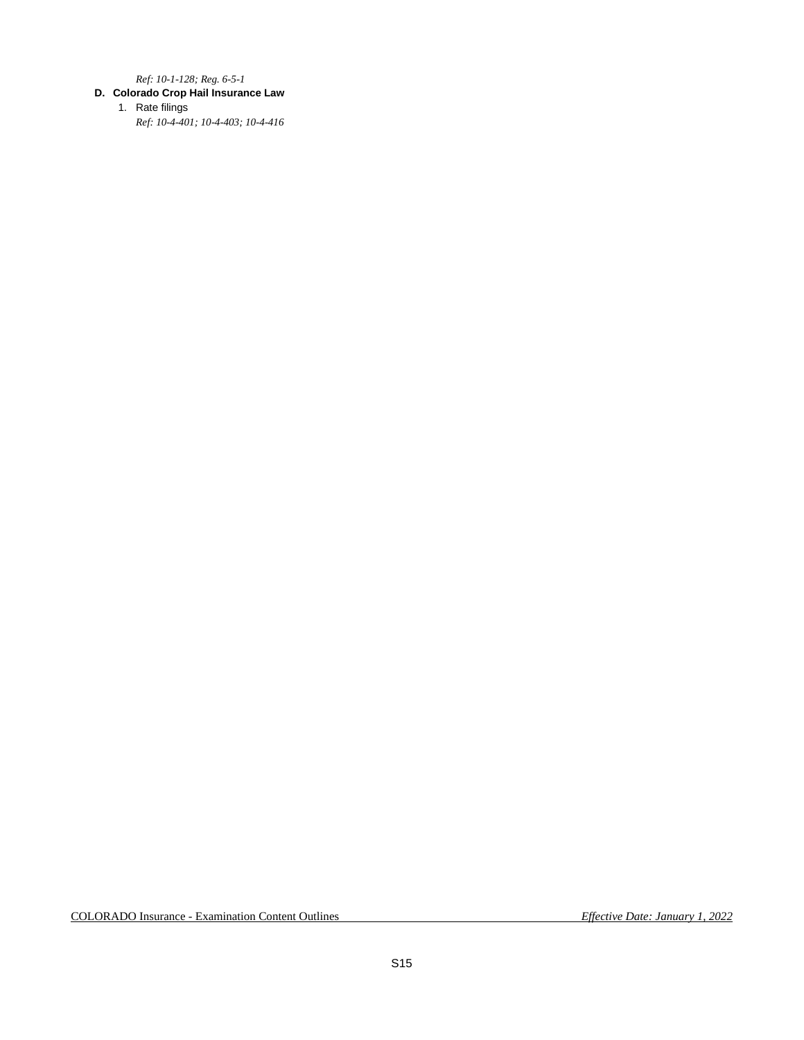*Ref: 10-1-128; Reg. 6-5-1*

**D. Colorado Crop Hail Insurance Law**

1. Rate filings

   *Ref: 10-4-401; 10-4-403; 10-4-416*